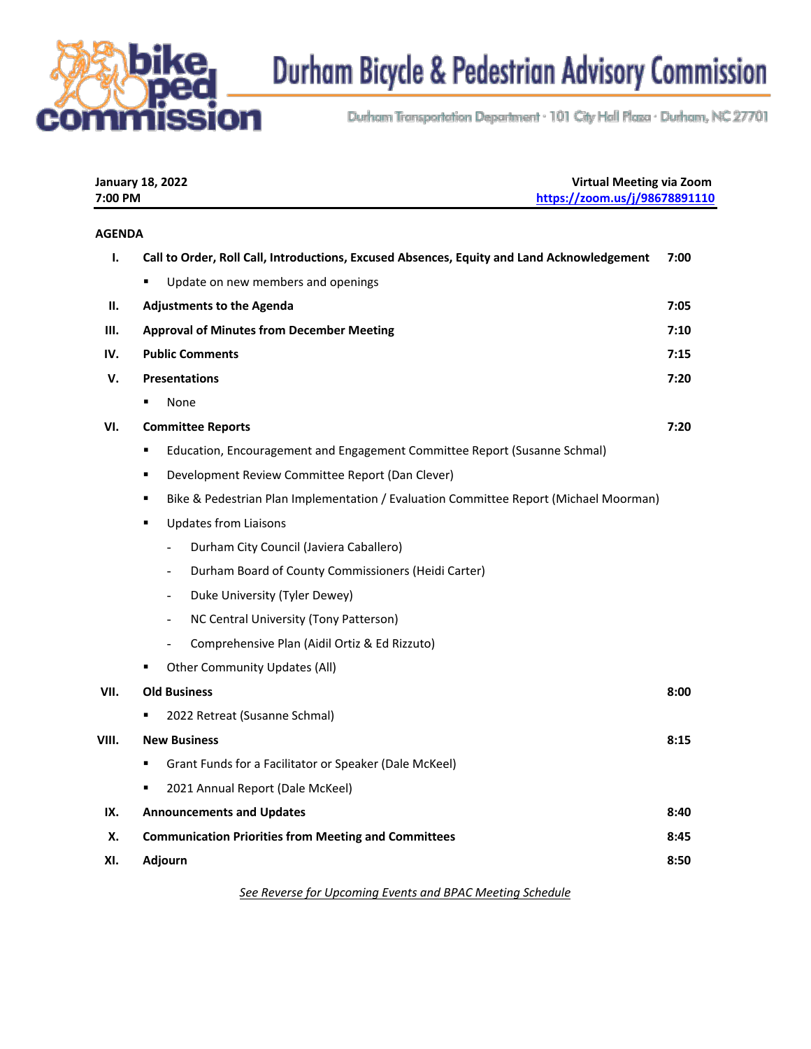# Durham Bicycle & Pedestrian Advisory Commission

Durham Transportation Department · 101 City Hall Plaza · Durham, NC 27701

**January 18, 2022**
**7:00 PM**

**Virtual Meeting via Zoom**
**https://zoom.us/j/98678891110**

**AGENDA**

| | | |
|---|---|---|
| **I.** | **Call to Order, Roll Call, Introductions, Excused Absences, Equity and Land Acknowledgement** | **7:00** |
| | ▪ Update on new members and openings | |
| **II.** | **Adjustments to the Agenda** | **7:05** |
| **III.** | **Approval of Minutes from December Meeting** | **7:10** |
| **IV.** | **Public Comments** | **7:15** |
| **V.** | **Presentations** | **7:20** |
| | ▪ None | |
| **VI.** | **Committee Reports** | **7:20** |
| | ▪ Education, Encouragement and Engagement Committee Report (Susanne Schmal) | |
| | ▪ Development Review Committee Report (Dan Clever) | |
| | ▪ Bike & Pedestrian Plan Implementation / Evaluation Committee Report (Michael Moorman) | |
| | ▪ Updates from Liaisons | |
| | - Durham City Council (Javiera Caballero) | |
| | - Durham Board of County Commissioners (Heidi Carter) | |
| | - Duke University (Tyler Dewey) | |
| | - NC Central University (Tony Patterson) | |
| | - Comprehensive Plan (Aidil Ortiz & Ed Rizzuto) | |
| | ▪ Other Community Updates (All) | |
| **VII.** | **Old Business** | **8:00** |
| | ▪ 2022 Retreat (Susanne Schmal) | |
| **VIII.** | **New Business** | **8:15** |
| | ▪ Grant Funds for a Facilitator or Speaker (Dale McKeel) | |
| | ▪ 2021 Annual Report (Dale McKeel) | |
| **IX.** | **Announcements and Updates** | **8:40** |
| **X.** | **Communication Priorities from Meeting and Committees** | **8:45** |
| **XI.** | **Adjourn** | **8:50** |

*See Reverse for Upcoming Events and BPAC Meeting Schedule*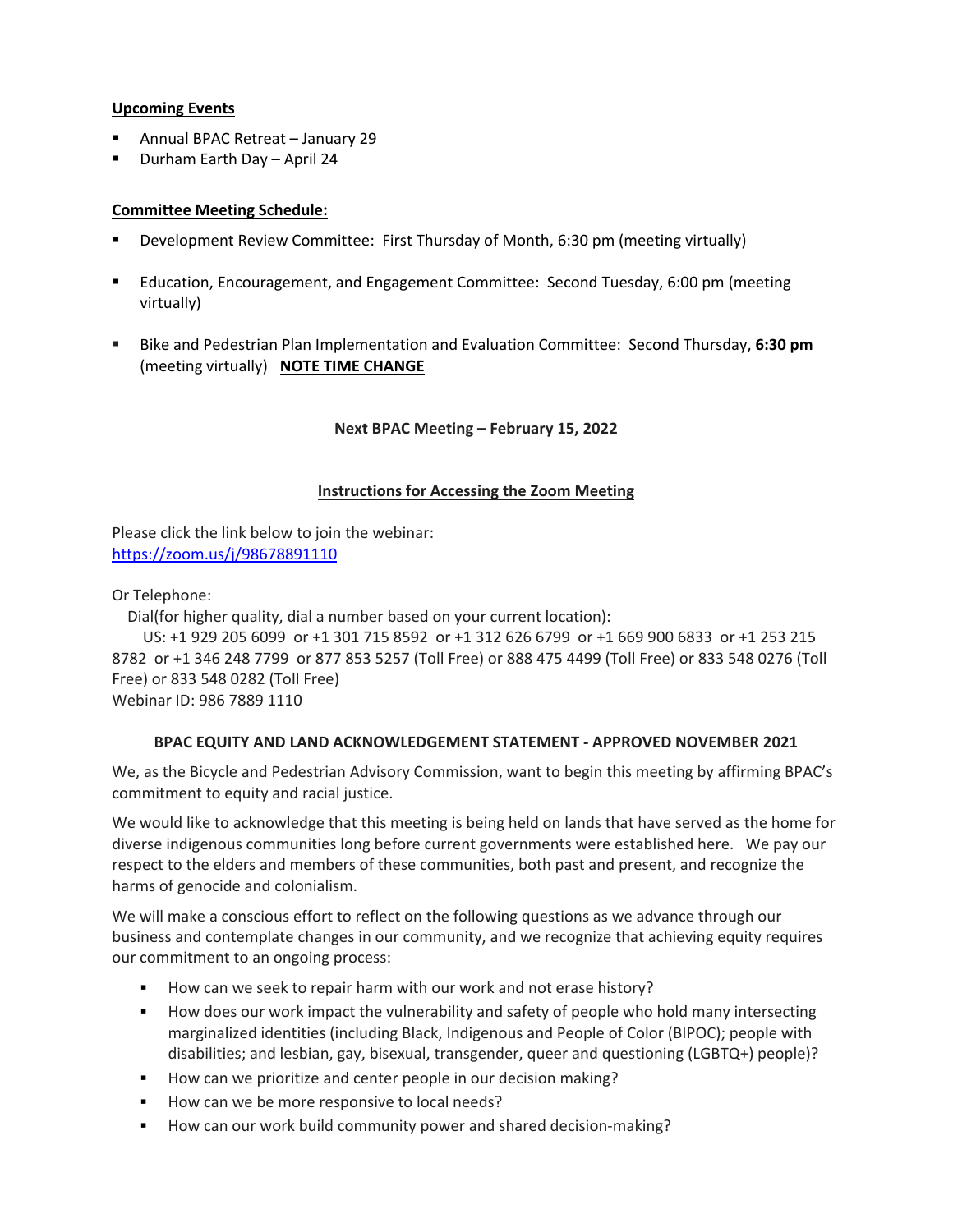**Upcoming Events**

- Annual BPAC Retreat – January 29
- Durham Earth Day – April 24

**Committee Meeting Schedule:**

- Development Review Committee: First Thursday of Month, 6:30 pm (meeting virtually)
- Education, Encouragement, and Engagement Committee: Second Tuesday, 6:00 pm (meeting virtually)
- Bike and Pedestrian Plan Implementation and Evaluation Committee: Second Thursday, **6:30 pm** (meeting virtually) **NOTE TIME CHANGE**

**Next BPAC Meeting – February 15, 2022**

**Instructions for Accessing the Zoom Meeting**

Please click the link below to join the webinar:
https://zoom.us/j/98678891110

Or Telephone:
Dial(for higher quality, dial a number based on your current location):
US: +1 929 205 6099 or +1 301 715 8592 or +1 312 626 6799 or +1 669 900 6833 or +1 253 215 8782 or +1 346 248 7799 or 877 853 5257 (Toll Free) or 888 475 4499 (Toll Free) or 833 548 0276 (Toll Free) or 833 548 0282 (Toll Free)
Webinar ID: 986 7889 1110

**BPAC EQUITY AND LAND ACKNOWLEDGEMENT STATEMENT - APPROVED NOVEMBER 2021**

We, as the Bicycle and Pedestrian Advisory Commission, want to begin this meeting by affirming BPAC's commitment to equity and racial justice.

We would like to acknowledge that this meeting is being held on lands that have served as the home for diverse indigenous communities long before current governments were established here. We pay our respect to the elders and members of these communities, both past and present, and recognize the harms of genocide and colonialism.

We will make a conscious effort to reflect on the following questions as we advance through our business and contemplate changes in our community, and we recognize that achieving equity requires our commitment to an ongoing process:

- How can we seek to repair harm with our work and not erase history?
- How does our work impact the vulnerability and safety of people who hold many intersecting marginalized identities (including Black, Indigenous and People of Color (BIPOC); people with disabilities; and lesbian, gay, bisexual, transgender, queer and questioning (LGBTQ+) people)?
- How can we prioritize and center people in our decision making?
- How can we be more responsive to local needs?
- How can our work build community power and shared decision-making?